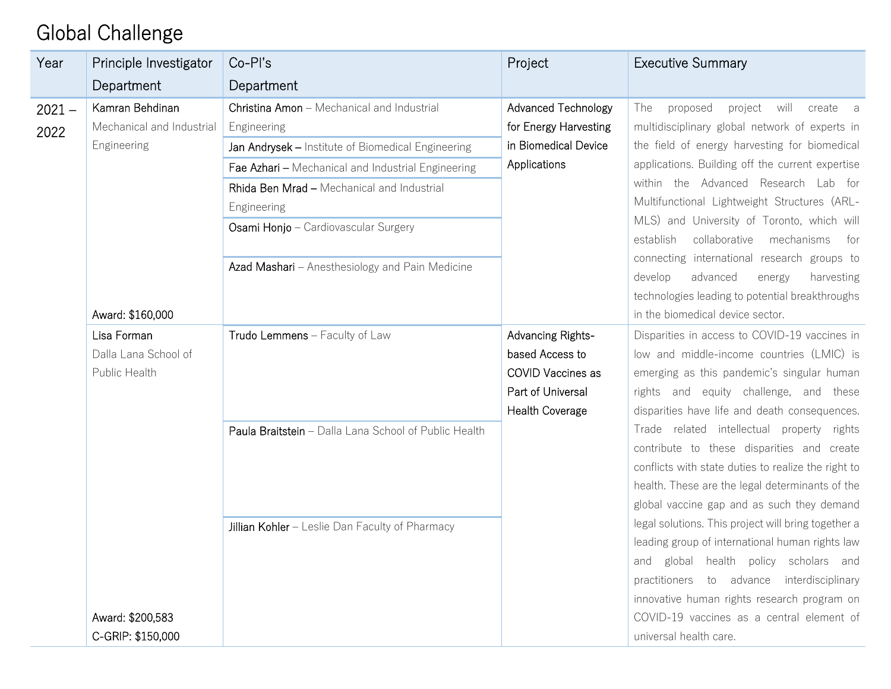# Global Challenge

| Year | Principle Investigator<br>Department | Co-PI's<br>Department | Project | Executive Summary |
|---|---|---|---|---|
| 2021 – 2022 | Kamran Behdinan<br>Mechanical and Industrial Engineering<br><br>Award: $160,000 | Christina Amon – Mechanical and Industrial Engineering<br>Jan Andrysek – Institute of Biomedical Engineering<br>Fae Azhari – Mechanical and Industrial Engineering<br>Rhida Ben Mrad – Mechanical and Industrial Engineering<br>Osami Honjo – Cardiovascular Surgery<br>Azad Mashari – Anesthesiology and Pain Medicine | Advanced Technology for Energy Harvesting in Biomedical Device Applications | The proposed project will create a multidisciplinary global network of experts in the field of energy harvesting for biomedical applications. Building off the current expertise within the Advanced Research Lab for Multifunctional Lightweight Structures (ARL-MLS) and University of Toronto, which will establish collaborative mechanisms for connecting international research groups to develop advanced energy harvesting technologies leading to potential breakthroughs in the biomedical device sector. |
| | Lisa Forman<br>Dalla Lana School of Public Health<br><br>Award: $200,583<br>C-GRIP: $150,000 | Trudo Lemmens – Faculty of Law<br>Paula Braitstein – Dalla Lana School of Public Health<br>Jillian Kohler – Leslie Dan Faculty of Pharmacy | Advancing Rights-based Access to COVID Vaccines as Part of Universal Health Coverage | Disparities in access to COVID-19 vaccines in low and middle-income countries (LMIC) is emerging as this pandemic's singular human rights and equity challenge, and these disparities have life and death consequences. Trade related intellectual property rights contribute to these disparities and create conflicts with state duties to realize the right to health. These are the legal determinants of the global vaccine gap and as such they demand legal solutions. This project will bring together a leading group of international human rights law and global health policy scholars and practitioners to advance interdisciplinary innovative human rights research program on COVID-19 vaccines as a central element of universal health care. |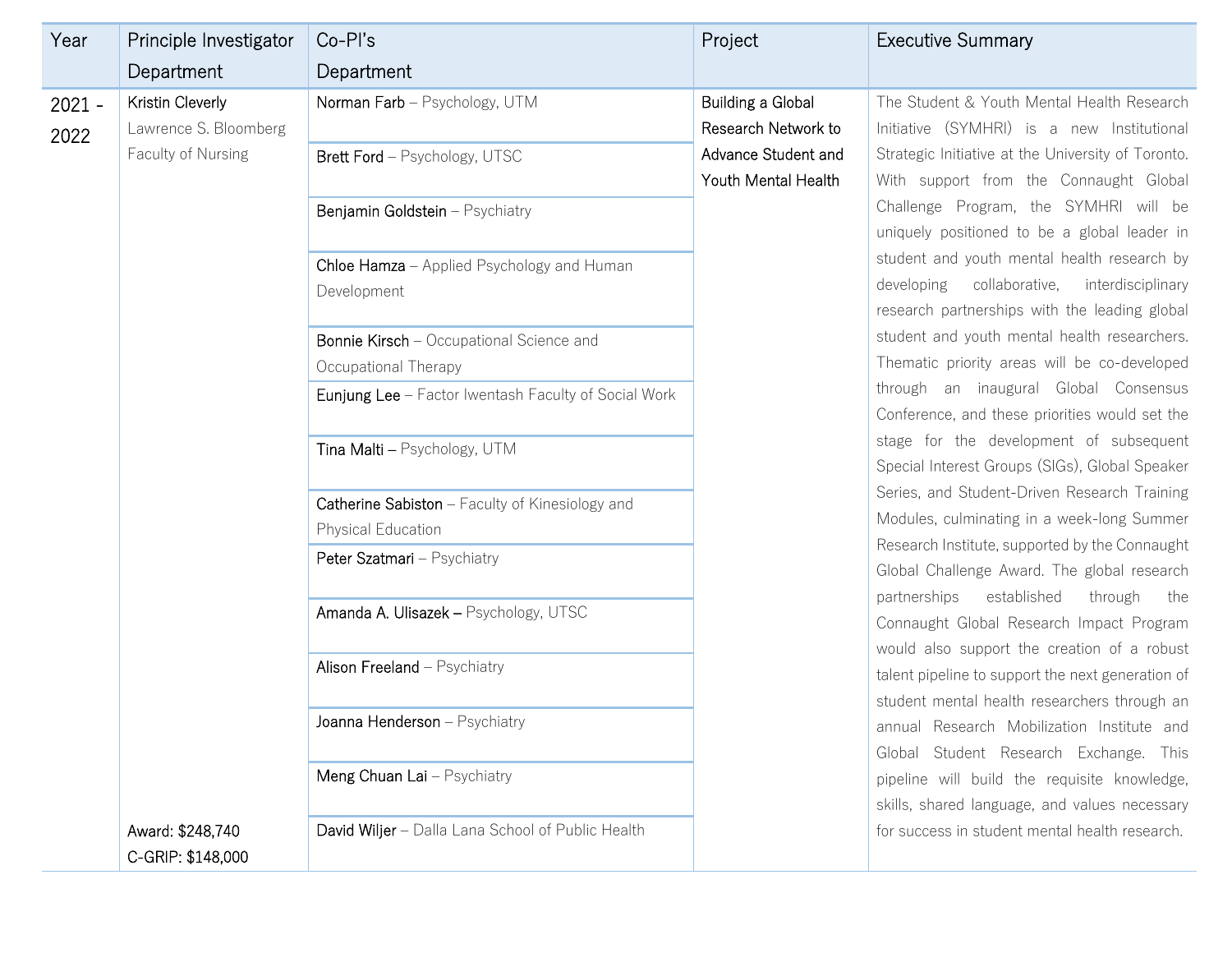| Year | Principle Investigator Department | Co-PI's Department | Project | Executive Summary |
| --- | --- | --- | --- | --- |
| 2021 - 2022 | **Kristin Cleverly** Lawrence S. Bloomberg Faculty of Nursing<br><br>Award: $248,740<br>C-GRIP: $148,000 | **Norman Farb** – Psychology, UTM<br>**Brett Ford** – Psychology, UTSC<br>**Benjamin Goldstein** – Psychiatry<br>**Chloe Hamza** – Applied Psychology and Human Development<br>**Bonnie Kirsch** – Occupational Science and Occupational Therapy<br>**Eunjung Lee** – Factor Iwentash Faculty of Social Work<br>**Tina Malti** – Psychology, UTM<br>**Catherine Sabiston** – Faculty of Kinesiology and Physical Education<br>**Peter Szatmari** – Psychiatry<br>**Amanda A. Ulisazek** – Psychology, UTSC<br>**Alison Freeland** – Psychiatry<br>**Joanna Henderson** – Psychiatry<br>**Meng Chuan Lai** – Psychiatry<br>**David Wiljer** – Dalla Lana School of Public Health | Building a Global Research Network to Advance Student and Youth Mental Health | The Student & Youth Mental Health Research Initiative (SYMHRI) is a new Institutional Strategic Initiative at the University of Toronto. With support from the Connaught Global Challenge Program, the SYMHRI will be uniquely positioned to be a global leader in student and youth mental health research by developing collaborative, interdisciplinary research partnerships with the leading global student and youth mental health researchers. Thematic priority areas will be co-developed through an inaugural Global Consensus Conference, and these priorities would set the stage for the development of subsequent Special Interest Groups (SIGs), Global Speaker Series, and Student-Driven Research Training Modules, culminating in a week-long Summer Research Institute, supported by the Connaught Global Challenge Award. The global research partnerships established through the Connaught Global Research Impact Program would also support the creation of a robust talent pipeline to support the next generation of student mental health researchers through an annual Research Mobilization Institute and Global Student Research Exchange. This pipeline will build the requisite knowledge, skills, shared language, and values necessary for success in student mental health research. |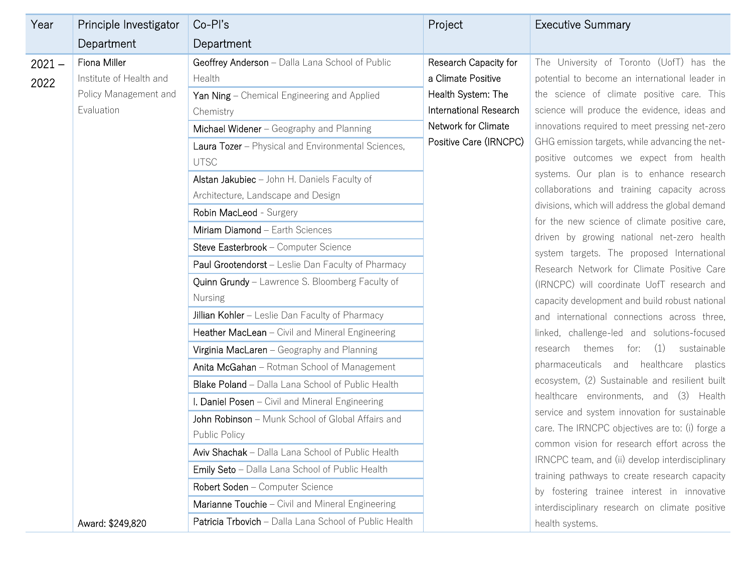| Year | Principle Investigator<br>Department | Co-PI's<br>Department | Project | Executive Summary |
|---|---|---|---|---|
| 2021 – 2022 | Fiona Miller<br>Institute of Health and Policy Management and Evaluation<br><br>Award: $249,820 | **Geoffrey Anderson** – Dalla Lana School of Public Health<br>**Yan Ning** – Chemical Engineering and Applied Chemistry<br>**Michael Widener** – Geography and Planning<br>**Laura Tozer** – Physical and Environmental Sciences, UTSC<br>**Alstan Jakubiec** – John H. Daniels Faculty of Architecture, Landscape and Design<br>**Robin MacLeod** - Surgery<br>**Miriam Diamond** – Earth Sciences<br>**Steve Easterbrook** – Computer Science<br>**Paul Grootendorst** – Leslie Dan Faculty of Pharmacy<br>**Quinn Grundy** – Lawrence S. Bloomberg Faculty of Nursing<br>**Jillian Kohler** – Leslie Dan Faculty of Pharmacy<br>**Heather MacLean** – Civil and Mineral Engineering<br>**Virginia MacLaren** – Geography and Planning<br>**Anita McGahan** – Rotman School of Management<br>**Blake Poland** – Dalla Lana School of Public Health<br>**I. Daniel Posen** – Civil and Mineral Engineering<br>**John Robinson** – Munk School of Global Affairs and Public Policy<br>**Aviv Shachak** – Dalla Lana School of Public Health<br>**Emily Seto** – Dalla Lana School of Public Health<br>**Robert Soden** – Computer Science<br>**Marianne Touchie** – Civil and Mineral Engineering<br>**Patricia Trbovich** – Dalla Lana School of Public Health | Research Capacity for a Climate Positive Health System: The International Research Network for Climate Positive Care (IRNCPC) | The University of Toronto (UofT) has the potential to become an international leader in the science of climate positive care. This science will produce the evidence, ideas and innovations required to meet pressing net-zero GHG emission targets, while advancing the net-positive outcomes we expect from health systems. Our plan is to enhance research collaborations and training capacity across divisions, which will address the global demand for the new science of climate positive care, driven by growing national net-zero health system targets. The proposed International Research Network for Climate Positive Care (IRNCPC) will coordinate UofT research and capacity development and build robust national and international connections across three, linked, challenge-led and solutions-focused research themes for: (1) sustainable pharmaceuticals and healthcare plastics ecosystem, (2) Sustainable and resilient built healthcare environments, and (3) Health service and system innovation for sustainable care. The IRNCPC objectives are to: (i) forge a common vision for research effort across the IRNCPC team, and (ii) develop interdisciplinary training pathways to create research capacity by fostering trainee interest in innovative interdisciplinary research on climate positive health systems. |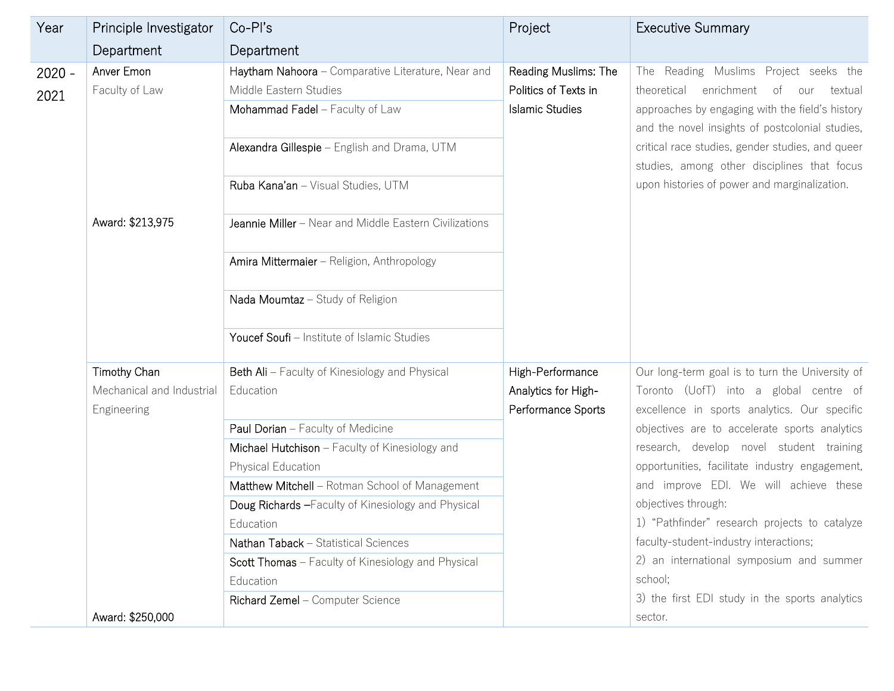| Year | Principle Investigator Department | Co-PI's Department | Project | Executive Summary |
|---|---|---|---|---|
| 2020 - 2021 | Anver Emon<br>Faculty of Law<br><br>Award: $213,975 | Haytham Nahoora – Comparative Literature, Near and Middle Eastern Studies<br>Mohammad Fadel – Faculty of Law<br>Alexandra Gillespie – English and Drama, UTM<br>Ruba Kana'an – Visual Studies, UTM<br>Jeannie Miller – Near and Middle Eastern Civilizations<br>Amira Mittermaier – Religion, Anthropology<br>Nada Moumtaz – Study of Religion<br>Youcef Soufi – Institute of Islamic Studies | Reading Muslims: The Politics of Texts in Islamic Studies | The Reading Muslims Project seeks the theoretical enrichment of our textual approaches by engaging with the field's history and the novel insights of postcolonial studies, critical race studies, gender studies, and queer studies, among other disciplines that focus upon histories of power and marginalization. |
| | Timothy Chan<br>Mechanical and Industrial Engineering<br><br>Award: $250,000 | Beth Ali – Faculty of Kinesiology and Physical Education<br>Paul Dorian – Faculty of Medicine<br>Michael Hutchison – Faculty of Kinesiology and Physical Education<br>Matthew Mitchell – Rotman School of Management<br>Doug Richards –Faculty of Kinesiology and Physical Education<br>Nathan Taback – Statistical Sciences<br>Scott Thomas – Faculty of Kinesiology and Physical Education<br>Richard Zemel – Computer Science | High-Performance Analytics for High-Performance Sports | Our long-term goal is to turn the University of Toronto (UofT) into a global centre of excellence in sports analytics. Our specific objectives are to accelerate sports analytics research, develop novel student training opportunities, facilitate industry engagement, and improve EDI. We will achieve these objectives through:<br>1) "Pathfinder" research projects to catalyze faculty-student-industry interactions;<br>2) an international symposium and summer school;<br>3) the first EDI study in the sports analytics sector. |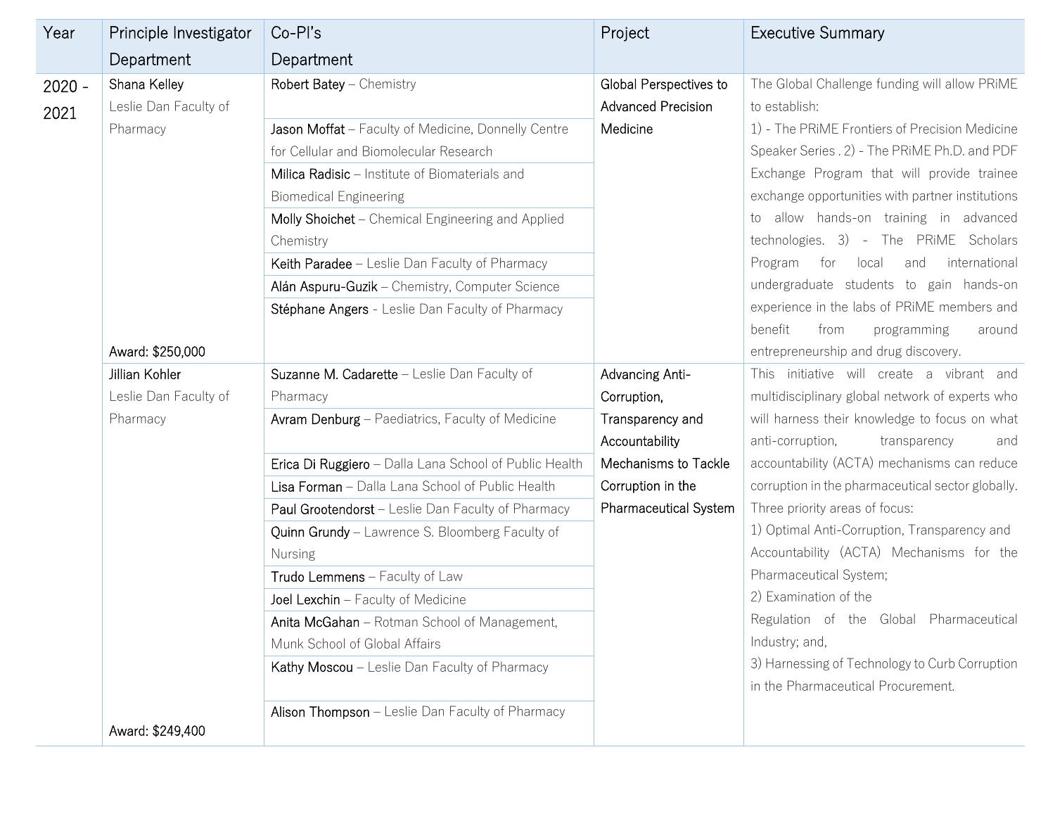| Year | Principle Investigator Department | Co-PI's Department | Project | Executive Summary |
|---|---|---|---|---|
| 2020 - 2021 | Shana Kelley<br>Leslie Dan Faculty of Pharmacy<br><br>Award: $250,000 | Robert Batey – Chemistry<br>Jason Moffat – Faculty of Medicine, Donnelly Centre for Cellular and Biomolecular Research<br>Milica Radisic – Institute of Biomaterials and Biomedical Engineering<br>Molly Shoichet – Chemical Engineering and Applied Chemistry<br>Keith Paradee – Leslie Dan Faculty of Pharmacy<br>Alán Aspuru-Guzik – Chemistry, Computer Science<br>Stéphane Angers - Leslie Dan Faculty of Pharmacy | Global Perspectives to Advanced Precision Medicine | The Global Challenge funding will allow PRiME to establish:<br>1) - The PRiME Frontiers of Precision Medicine Speaker Series . 2) - The PRiME Ph.D. and PDF Exchange Program that will provide trainee exchange opportunities with partner institutions to allow hands-on training in advanced technologies. 3) - The PRiME Scholars Program for local and international undergraduate students to gain hands-on experience in the labs of PRiME members and benefit from programming around entrepreneurship and drug discovery. |
| | Jillian Kohler<br>Leslie Dan Faculty of Pharmacy<br><br>Award: $249,400 | Suzanne M. Cadarette – Leslie Dan Faculty of Pharmacy<br>Avram Denburg – Paediatrics, Faculty of Medicine<br>Erica Di Ruggiero – Dalla Lana School of Public Health<br>Lisa Forman – Dalla Lana School of Public Health<br>Paul Grootendorst – Leslie Dan Faculty of Pharmacy<br>Quinn Grundy – Lawrence S. Bloomberg Faculty of Nursing<br>Trudo Lemmens – Faculty of Law<br>Joel Lexchin – Faculty of Medicine<br>Anita McGahan – Rotman School of Management, Munk School of Global Affairs<br>Kathy Moscou – Leslie Dan Faculty of Pharmacy<br>Alison Thompson – Leslie Dan Faculty of Pharmacy | Advancing Anti-Corruption, Transparency and Accountability Mechanisms to Tackle Corruption in the Pharmaceutical System | This initiative will create a vibrant and multidisciplinary global network of experts who will harness their knowledge to focus on what anti-corruption, transparency and accountability (ACTA) mechanisms can reduce corruption in the pharmaceutical sector globally. Three priority areas of focus:<br>1) Optimal Anti-Corruption, Transparency and Accountability (ACTA) Mechanisms for the Pharmaceutical System;<br>2) Examination of the Regulation of the Global Pharmaceutical Industry; and,<br>3) Harnessing of Technology to Curb Corruption in the Pharmaceutical Procurement. |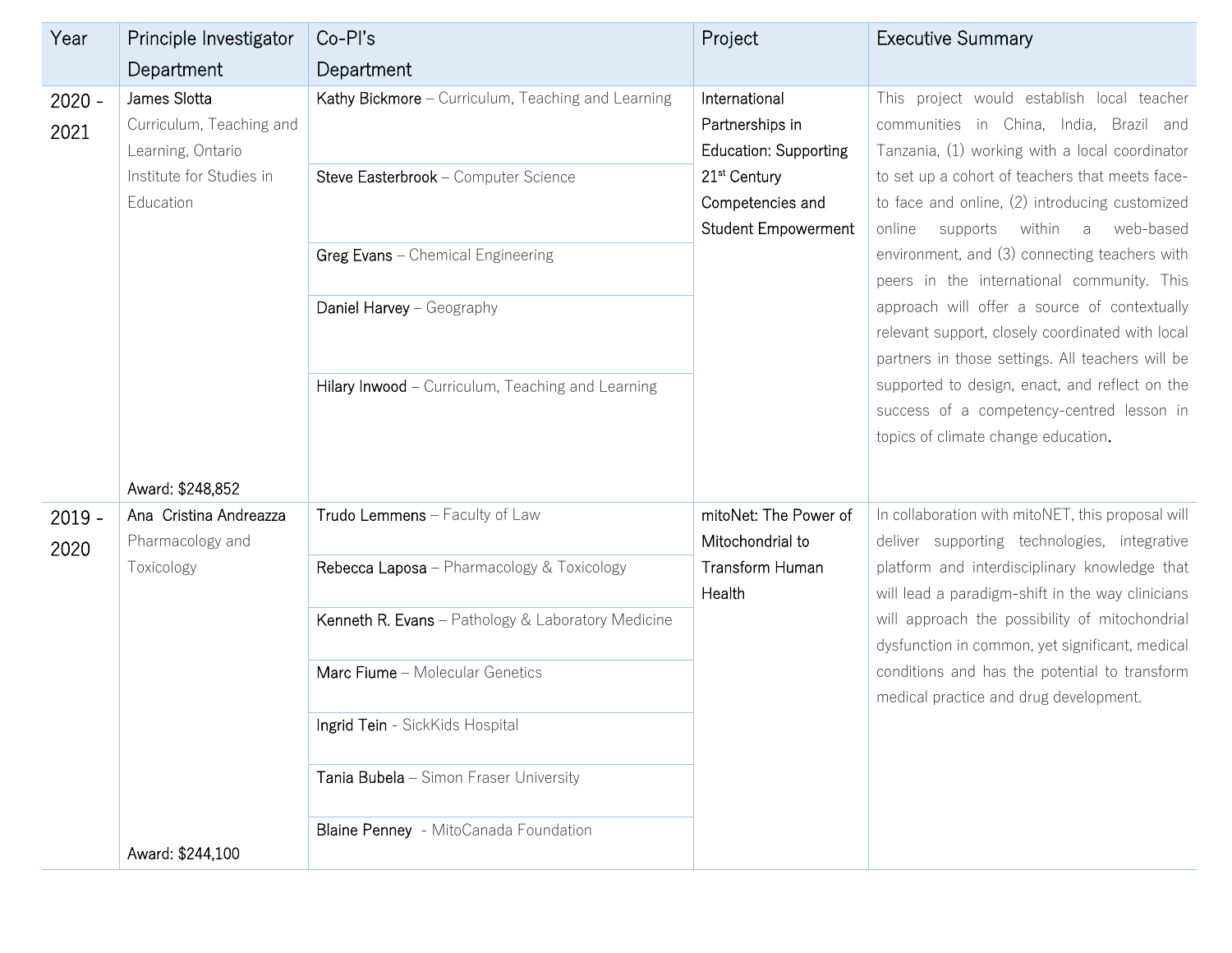| Year | Principle Investigator Department | Co-PI's Department | Project | Executive Summary |
|---|---|---|---|---|
| 2020 - 2021 | James Slotta<br>Curriculum, Teaching and Learning, Ontario Institute for Studies in Education<br><br>Award: $248,852 | Kathy Bickmore – Curriculum, Teaching and Learning<br>Steve Easterbrook – Computer Science<br>Greg Evans – Chemical Engineering<br>Daniel Harvey – Geography<br>Hilary Inwood – Curriculum, Teaching and Learning | International Partnerships in Education: Supporting 21st Century Competencies and Student Empowerment | This project would establish local teacher communities in China, India, Brazil and Tanzania, (1) working with a local coordinator to set up a cohort of teachers that meets face-to face and online, (2) introducing customized online supports within a web-based environment, and (3) connecting teachers with peers in the international community. This approach will offer a source of contextually relevant support, closely coordinated with local partners in those settings. All teachers will be supported to design, enact, and reflect on the success of a competency-centred lesson in topics of climate change education. |
| 2019 - 2020 | Ana Cristina Andreazza<br>Pharmacology and Toxicology<br><br>Award: $244,100 | Trudo Lemmens – Faculty of Law<br>Rebecca Laposa – Pharmacology & Toxicology<br>Kenneth R. Evans – Pathology & Laboratory Medicine<br>Marc Fiume – Molecular Genetics<br>Ingrid Tein - SickKids Hospital<br>Tania Bubela – Simon Fraser University<br>Blaine Penney - MitoCanada Foundation | mitoNet: The Power of Mitochondrial to Transform Human Health | In collaboration with mitoNET, this proposal will deliver supporting technologies, integrative platform and interdisciplinary knowledge that will lead a paradigm-shift in the way clinicians will approach the possibility of mitochondrial dysfunction in common, yet significant, medical conditions and has the potential to transform medical practice and drug development. |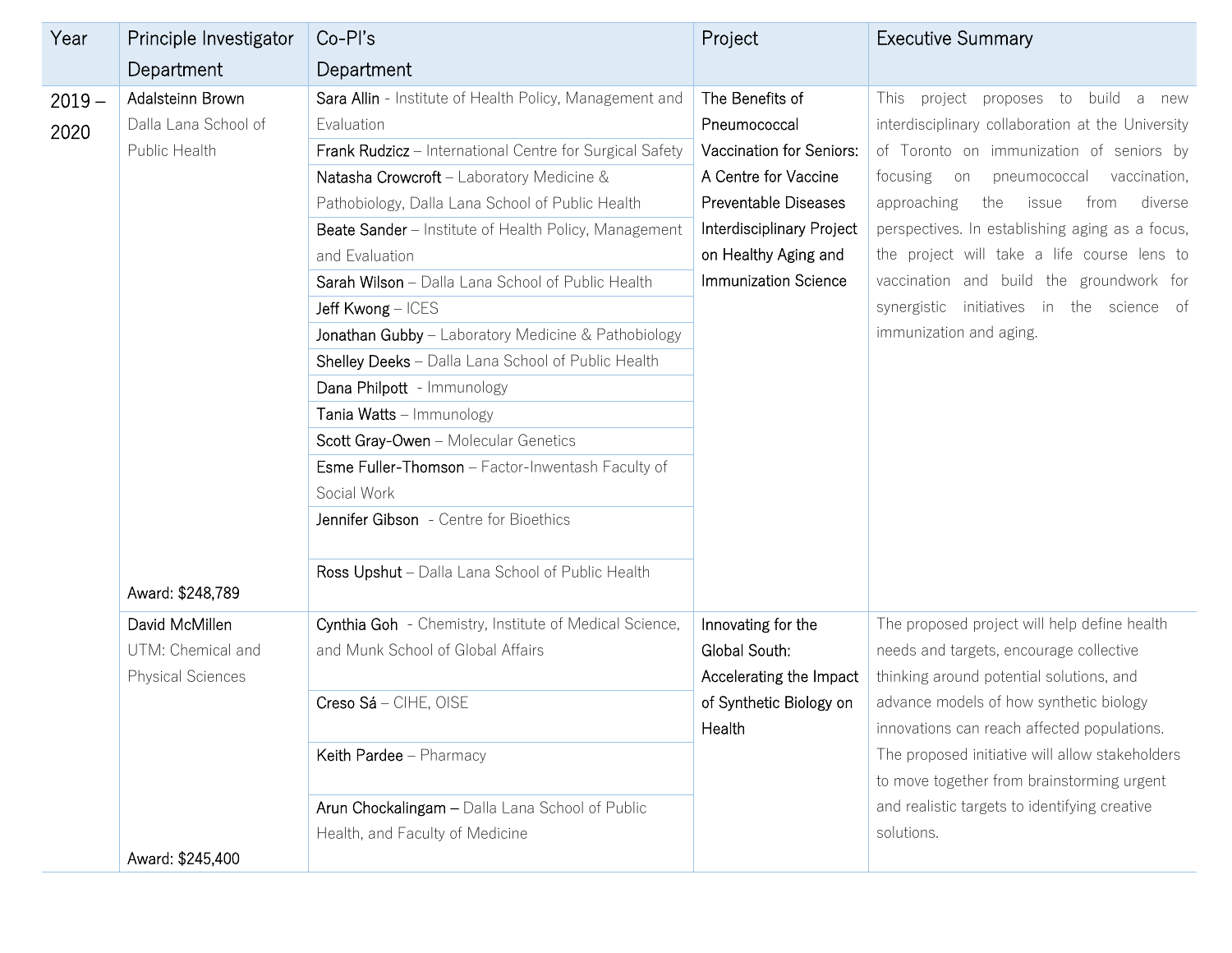| Year | Principle Investigator Department | Co-PI's Department | Project | Executive Summary |
| --- | --- | --- | --- | --- |
| 2019 – 2020 | Adalsteinn Brown<br>Dalla Lana School of Public Health<br><br>Award: $248,789 | Sara Allin - Institute of Health Policy, Management and Evaluation<br>Frank Rudzicz – International Centre for Surgical Safety<br>Natasha Crowcroft – Laboratory Medicine & Pathobiology, Dalla Lana School of Public Health<br>Beate Sander – Institute of Health Policy, Management and Evaluation<br>Sarah Wilson – Dalla Lana School of Public Health<br>Jeff Kwong – ICES<br>Jonathan Gubby – Laboratory Medicine & Pathobiology<br>Shelley Deeks – Dalla Lana School of Public Health<br>Dana Philpott - Immunology<br>Tania Watts – Immunology<br>Scott Gray-Owen – Molecular Genetics<br>Esme Fuller-Thomson – Factor-Inwentash Faculty of Social Work<br>Jennifer Gibson - Centre for Bioethics<br>Ross Upshut – Dalla Lana School of Public Health | The Benefits of Pneumococcal Vaccination for Seniors: A Centre for Vaccine Preventable Diseases Interdisciplinary Project on Healthy Aging and Immunization Science | This project proposes to build a new interdisciplinary collaboration at the University of Toronto on immunization of seniors by focusing on pneumococcal vaccination, approaching the issue from diverse perspectives. In establishing aging as a focus, the project will take a life course lens to vaccination and build the groundwork for synergistic initiatives in the science of immunization and aging. |
| | David McMillen<br>UTM: Chemical and Physical Sciences<br><br>Award: $245,400 | Cynthia Goh - Chemistry, Institute of Medical Science, and Munk School of Global Affairs<br>Creso Sá – CIHE, OISE<br>Keith Pardee – Pharmacy<br>Arun Chockalingam – Dalla Lana School of Public Health, and Faculty of Medicine | Innovating for the Global South: Accelerating the Impact of Synthetic Biology on Health | The proposed project will help define health needs and targets, encourage collective thinking around potential solutions, and advance models of how synthetic biology innovations can reach affected populations. The proposed initiative will allow stakeholders to move together from brainstorming urgent and realistic targets to identifying creative solutions. |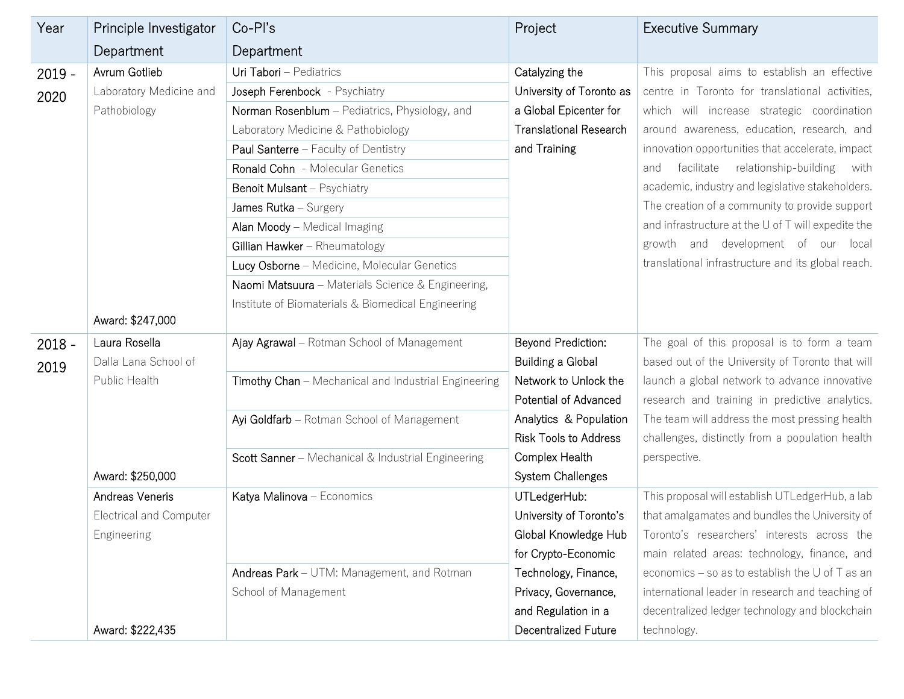| Year | Principle Investigator Department | Co-PI's Department | Project | Executive Summary |
|---|---|---|---|---|
| 2019 - 2020 | Avrum Gotlieb<br>Laboratory Medicine and Pathobiology<br>Award: $247,000 | Uri Tabori – Pediatrics<br>Joseph Ferenbock - Psychiatry<br>Norman Rosenblum – Pediatrics, Physiology, and Laboratory Medicine & Pathobiology<br>Paul Santerre – Faculty of Dentistry<br>Ronald Cohn - Molecular Genetics<br>Benoit Mulsant – Psychiatry<br>James Rutka – Surgery<br>Alan Moody – Medical Imaging<br>Gillian Hawker – Rheumatology<br>Lucy Osborne – Medicine, Molecular Genetics<br>Naomi Matsuura – Materials Science & Engineering, Institute of Biomaterials & Biomedical Engineering | Catalyzing the University of Toronto as a Global Epicenter for Translational Research and Training | This proposal aims to establish an effective centre in Toronto for translational activities, which will increase strategic coordination around awareness, education, research, and innovation opportunities that accelerate, impact and facilitate relationship-building with academic, industry and legislative stakeholders. The creation of a community to provide support and infrastructure at the U of T will expedite the growth and development of our local translational infrastructure and its global reach. |
| 2018 - 2019 | Laura Rosella<br>Dalla Lana School of Public Health<br>Award: $250,000 | Ajay Agrawal – Rotman School of Management<br>Timothy Chan – Mechanical and Industrial Engineering<br>Ayi Goldfarb – Rotman School of Management<br>Scott Sanner – Mechanical & Industrial Engineering | Beyond Prediction: Building a Global Network to Unlock the Potential of Advanced Analytics & Population Risk Tools to Address Complex Health System Challenges | The goal of this proposal is to form a team based out of the University of Toronto that will launch a global network to advance innovative research and training in predictive analytics. The team will address the most pressing health challenges, distinctly from a population health perspective. |
| | Andreas Veneris<br>Electrical and Computer Engineering<br>Award: $222,435 | Katya Malinova – Economics<br>Andreas Park – UTM: Management, and Rotman School of Management | UTLedgerHub: University of Toronto's Global Knowledge Hub for Crypto-Economic Technology, Finance, Privacy, Governance, and Regulation in a Decentralized Future | This proposal will establish UTLedgerHub, a lab that amalgamates and bundles the University of Toronto's researchers' interests across the main related areas: technology, finance, and economics – so as to establish the U of T as an international leader in research and teaching of decentralized ledger technology and blockchain technology. |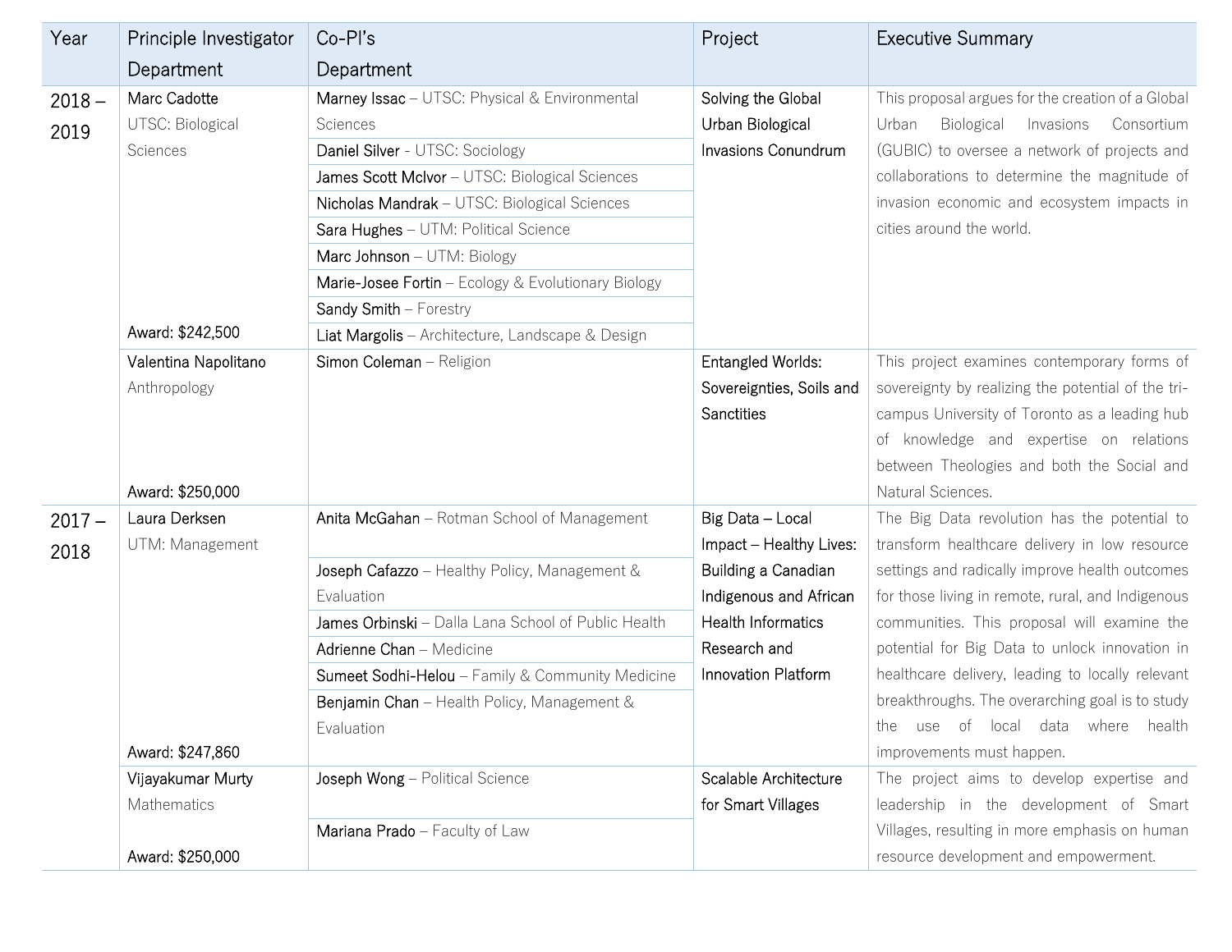| Year | Principle Investigator Department | Co-PI's Department | Project | Executive Summary |
| --- | --- | --- | --- | --- |
| 2018 – 2019 | Marc Cadotte<br>UTSC: Biological Sciences<br><br>Award: $242,500 | Marney Issac – UTSC: Physical & Environmental Sciences<br>Daniel Silver - UTSC: Sociology<br>James Scott McIvor – UTSC: Biological Sciences<br>Nicholas Mandrak – UTSC: Biological Sciences<br>Sara Hughes – UTM: Political Science<br>Marc Johnson – UTM: Biology<br>Marie-Josee Fortin – Ecology & Evolutionary Biology<br>Sandy Smith – Forestry<br>Liat Margolis – Architecture, Landscape & Design | Solving the Global Urban Biological Invasions Conundrum | This proposal argues for the creation of a Global Urban Biological Invasions Consortium (GUBIC) to oversee a network of projects and collaborations to determine the magnitude of invasion economic and ecosystem impacts in cities around the world. |
| | Valentina Napolitano<br>Anthropology<br><br>Award: $250,000 | Simon Coleman – Religion | Entangled Worlds: Sovereignties, Soils and Sanctities | This project examines contemporary forms of sovereignty by realizing the potential of the tri-campus University of Toronto as a leading hub of knowledge and expertise on relations between Theologies and both the Social and Natural Sciences. |
| 2017 – 2018 | Laura Derksen<br>UTM: Management<br><br>Award: $247,860 | Anita McGahan – Rotman School of Management<br>Joseph Cafazzo – Healthy Policy, Management & Evaluation<br>James Orbinski – Dalla Lana School of Public Health<br>Adrienne Chan – Medicine<br>Sumeet Sodhi-Helou – Family & Community Medicine<br>Benjamin Chan – Health Policy, Management & Evaluation | Big Data – Local Impact – Healthy Lives: Building a Canadian Indigenous and African Health Informatics Research and Innovation Platform | The Big Data revolution has the potential to transform healthcare delivery in low resource settings and radically improve health outcomes for those living in remote, rural, and Indigenous communities. This proposal will examine the potential for Big Data to unlock innovation in healthcare delivery, leading to locally relevant breakthroughs. The overarching goal is to study the use of local data where health improvements must happen. |
| | Vijayakumar Murty<br>Mathematics<br><br>Award: $250,000 | Joseph Wong – Political Science<br>Mariana Prado – Faculty of Law | Scalable Architecture for Smart Villages | The project aims to develop expertise and leadership in the development of Smart Villages, resulting in more emphasis on human resource development and empowerment. |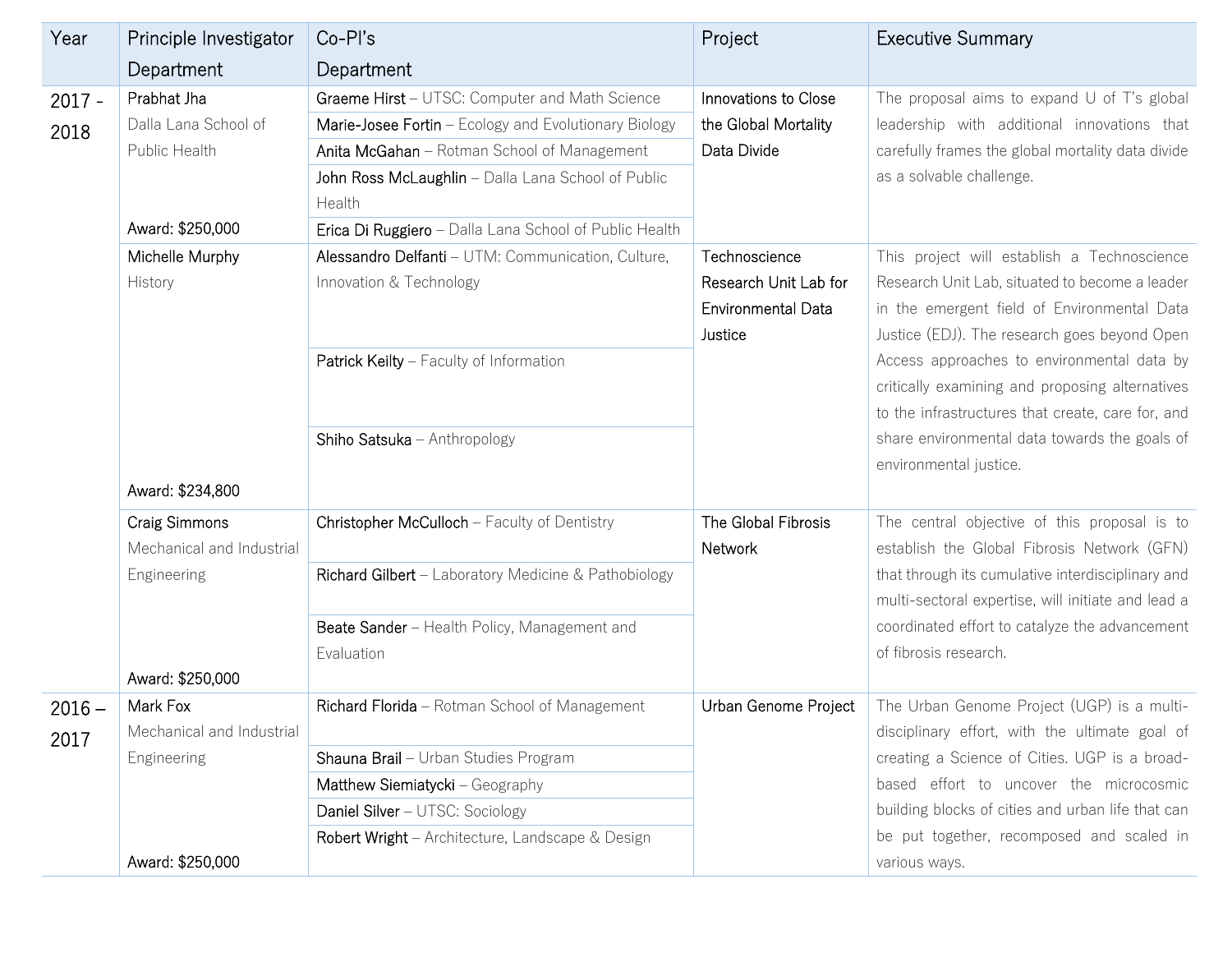| Year | Principle Investigator Department | Co-PI's Department | Project | Executive Summary |
|---|---|---|---|---|
| 2017 - 2018 | Prabhat Jha<br>Dalla Lana School of Public Health<br>Award: $250,000 | **Graeme Hirst** – UTSC: Computer and Math Science<br>**Marie-Josee Fortin** – Ecology and Evolutionary Biology<br>**Anita McGahan** – Rotman School of Management<br>**John Ross McLaughlin** – Dalla Lana School of Public Health<br>**Erica Di Ruggiero** – Dalla Lana School of Public Health | Innovations to Close the Global Mortality Data Divide | The proposal aims to expand U of T's global leadership with additional innovations that carefully frames the global mortality data divide as a solvable challenge. |
| | Michelle Murphy<br>History<br>Award: $234,800 | **Alessandro Delfanti** – UTM: Communication, Culture, Innovation & Technology<br>**Patrick Keilty** – Faculty of Information<br>**Shiho Satsuka** – Anthropology | Technoscience Research Unit Lab for Environmental Data Justice | This project will establish a Technoscience Research Unit Lab, situated to become a leader in the emergent field of Environmental Data Justice (EDJ). The research goes beyond Open Access approaches to environmental data by critically examining and proposing alternatives to the infrastructures that create, care for, and share environmental data towards the goals of environmental justice. |
| | Craig Simmons<br>Mechanical and Industrial Engineering<br>Award: $250,000 | **Christopher McCulloch** – Faculty of Dentistry<br>**Richard Gilbert** – Laboratory Medicine & Pathobiology<br>**Beate Sander** – Health Policy, Management and Evaluation | The Global Fibrosis Network | The central objective of this proposal is to establish the Global Fibrosis Network (GFN) that through its cumulative interdisciplinary and multi-sectoral expertise, will initiate and lead a coordinated effort to catalyze the advancement of fibrosis research. |
| 2016 – 2017 | Mark Fox<br>Mechanical and Industrial Engineering<br>Award: $250,000 | **Richard Florida** – Rotman School of Management<br>**Shauna Brail** – Urban Studies Program<br>**Matthew Siemiatycki** – Geography<br>**Daniel Silver** – UTSC: Sociology<br>**Robert Wright** – Architecture, Landscape & Design | Urban Genome Project | The Urban Genome Project (UGP) is a multi-disciplinary effort, with the ultimate goal of creating a Science of Cities. UGP is a broad-based effort to uncover the microcosmic building blocks of cities and urban life that can be put together, recomposed and scaled in various ways. |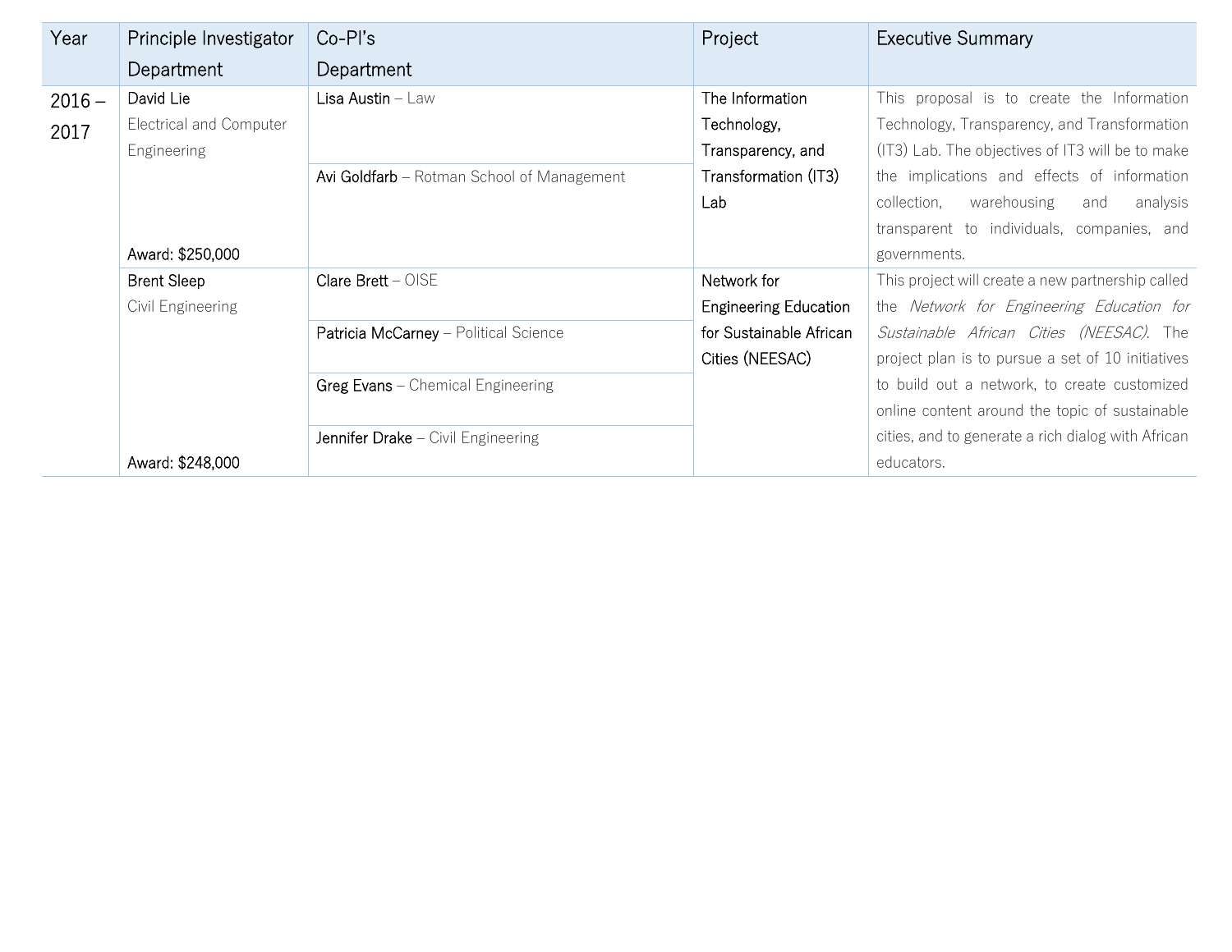| Year | Principle Investigator Department | Co-PI's Department | Project | Executive Summary |
|---|---|---|---|---|
| 2016 – 2017 | **David Lie** Electrical and Computer Engineering **Award: $250,000** | **Lisa Austin** – Law | **The Information Technology, Transparency, and Transformation (IT3) Lab** | This proposal is to create the Information Technology, Transparency, and Transformation (IT3) Lab. The objectives of IT3 will be to make the implications and effects of information collection, warehousing and analysis transparent to individuals, companies, and governments. |
| | | **Avi Goldfarb** – Rotman School of Management | | |
| | **Brent Sleep** Civil Engineering **Award: $248,000** | **Clare Brett** – OISE | **Network for Engineering Education for Sustainable African Cities (NEESAC)** | This project will create a new partnership called the *Network for Engineering Education for Sustainable African Cities (NEESAC)*. The project plan is to pursue a set of 10 initiatives to build out a network, to create customized online content around the topic of sustainable cities, and to generate a rich dialog with African educators. |
| | | **Patricia McCarney** – Political Science | | |
| | | **Greg Evans** – Chemical Engineering | | |
| | | **Jennifer Drake** – Civil Engineering | | |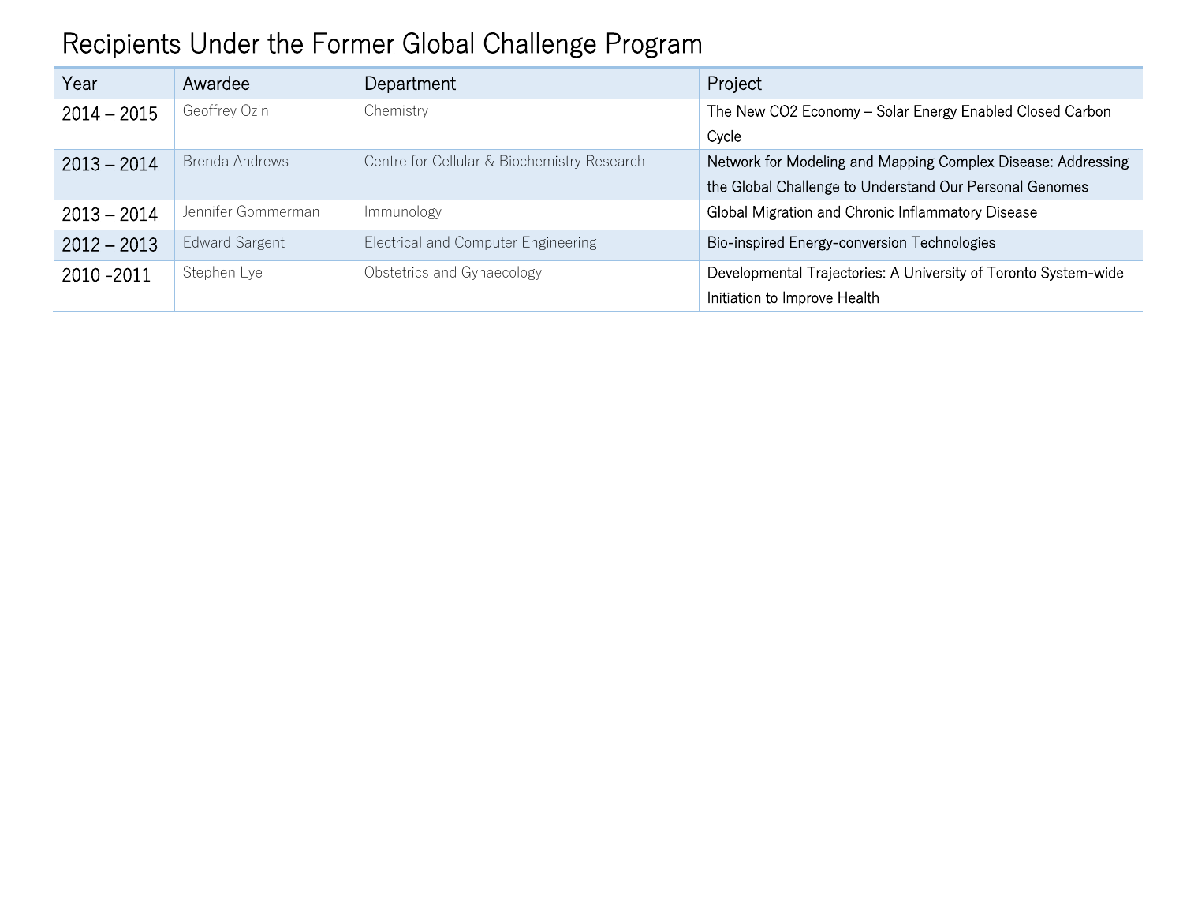# Recipients Under the Former Global Challenge Program

| Year | Awardee | Department | Project |
|---|---|---|---|
| 2014 – 2015 | Geoffrey Ozin | Chemistry | The New CO2 Economy – Solar Energy Enabled Closed Carbon Cycle |
| 2013 – 2014 | Brenda Andrews | Centre for Cellular & Biochemistry Research | Network for Modeling and Mapping Complex Disease: Addressing the Global Challenge to Understand Our Personal Genomes |
| 2013 – 2014 | Jennifer Gommerman | Immunology | Global Migration and Chronic Inflammatory Disease |
| 2012 – 2013 | Edward Sargent | Electrical and Computer Engineering | Bio-inspired Energy-conversion Technologies |
| 2010 -2011 | Stephen Lye | Obstetrics and Gynaecology | Developmental Trajectories: A University of Toronto System-wide Initiation to Improve Health |